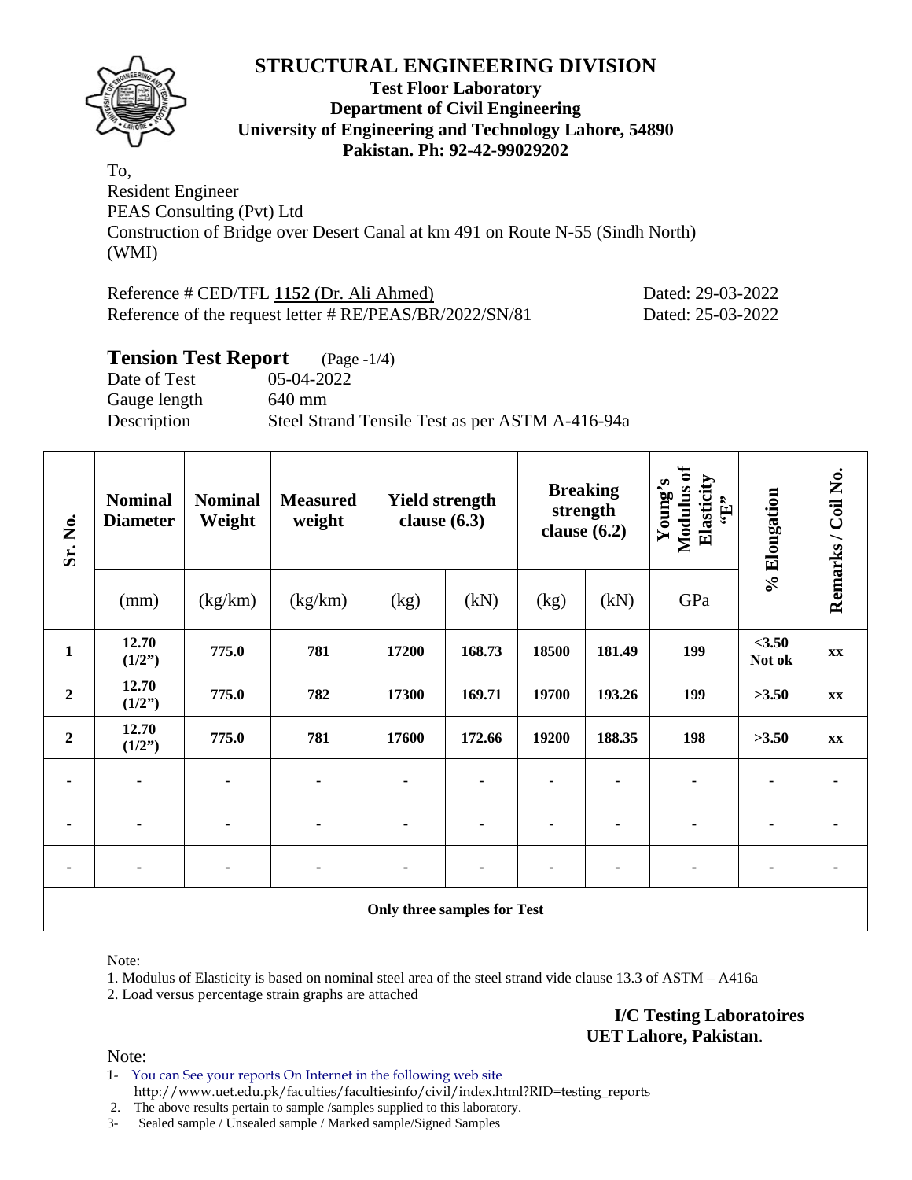# STRUCTURAL ENGINEERING DIVISION

**Test Floor Laboratory**
**Department of Civil Engineering**
**University of Engineering and Technology Lahore, 54890**
**Pakistan. Ph: 92-42-99029202**

To,
Resident Engineer
PEAS Consulting (Pvt) Ltd
Construction of Bridge over Desert Canal at km 491 on Route N-55 (Sindh North) (WMI)

Reference # CED/TFL **1152** (Dr. Ali Ahmed) Dated: 29-03-2022
Reference of the request letter # RE/PEAS/BR/2022/SN/81 Dated: 25-03-2022

## Tension Test Report (Page -1/4)

Date of Test 05-04-2022
Gauge length 640 mm
Description Steel Strand Tensile Test as per ASTM A-416-94a

| Sr. No. | Nominal Diameter | Nominal Weight | Measured weight | Yield strength clause (6.3) | | Breaking strength clause (6.2) | | Young's Modulus of Elasticity "E" | % Elongation | Remarks / Coil No. |
|---|---|---|---|---|---|---|---|---|---|---|
| | (mm) | (kg/km) | (kg/km) | (kg) | (kN) | (kg) | (kN) | GPa | | |
| **1** | **12.70 (1/2")** | **775.0** | **781** | **17200** | **168.73** | **18500** | **181.49** | **199** | **<3.50 Not ok** | **xx** |
| **2** | **12.70 (1/2")** | **775.0** | **782** | **17300** | **169.71** | **19700** | **193.26** | **199** | **>3.50** | **xx** |
| **2** | **12.70 (1/2")** | **775.0** | **781** | **17600** | **172.66** | **19200** | **188.35** | **198** | **>3.50** | **xx** |
| - | - | - | - | - | - | - | - | - | - | - |
| - | - | - | - | - | - | - | - | - | - | - |
| - | - | - | - | - | - | - | - | - | - | - |
| **Only three samples for Test** | | | | | | | | | | |

Note:

1. Modulus of Elasticity is based on nominal steel area of the steel strand vide clause 13.3 of ASTM – A416a
2. Load versus percentage strain graphs are attached

**I/C Testing Laboratoires**
**UET Lahore, Pakistan**.

Note:

1- You can See your reports On Internet in the following web site
http://www.uet.edu.pk/faculties/facultiesinfo/civil/index.html?RID=testing_reports
2. The above results pertain to sample /samples supplied to this laboratory.
3- Sealed sample / Unsealed sample / Marked sample/Signed Samples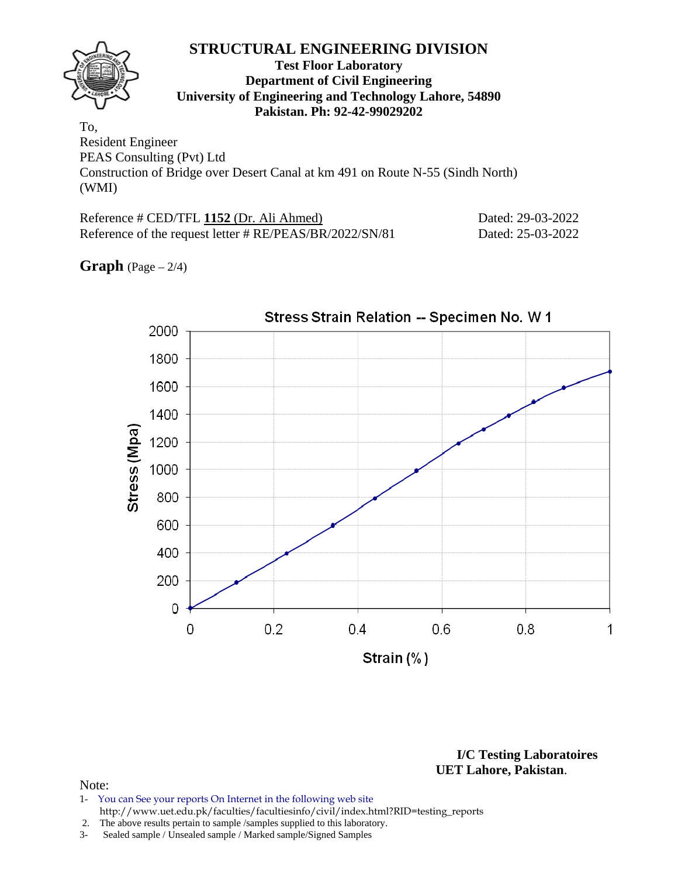# STRUCTURAL ENGINEERING DIVISION

**Test Floor Laboratory**
**Department of Civil Engineering**
**University of Engineering and Technology Lahore, 54890**
**Pakistan. Ph: 92-42-99029202**

To,
Resident Engineer
PEAS Consulting (Pvt) Ltd
Construction of Bridge over Desert Canal at km 491 on Route N-55 (Sindh North) (WMI)

Reference # CED/TFL **1152** (Dr. Ali Ahmed) Dated: 29-03-2022
Reference of the request letter # RE/PEAS/BR/2022/SN/81 Dated: 25-03-2022

**Graph** (Page – 2/4)

Stress Strain Relation -- Specimen No. W 1

Stress (Mpa)

Strain (%)

**I/C Testing Laboratoires**
**UET Lahore, Pakistan**.

Note:
1- You can See your reports On Internet in the following web site
http://www.uet.edu.pk/faculties/facultiesinfo/civil/index.html?RID=testing_reports
2. The above results pertain to sample /samples supplied to this laboratory.
3- Sealed sample / Unsealed sample / Marked sample/Signed Samples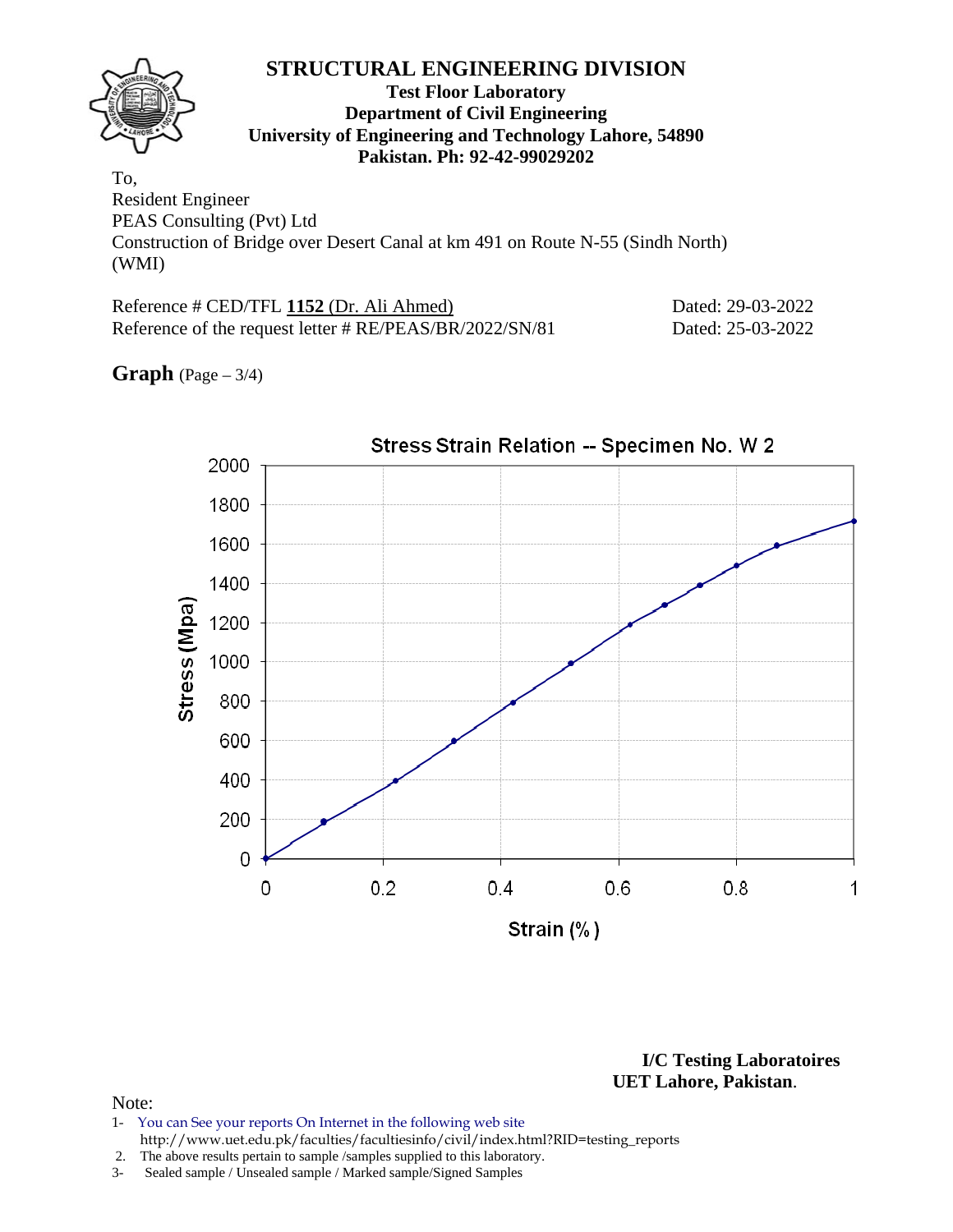# STRUCTURAL ENGINEERING DIVISION

**Test Floor Laboratory**
**Department of Civil Engineering**
**University of Engineering and Technology Lahore, 54890**
**Pakistan. Ph: 92-42-99029202**

To,
Resident Engineer
PEAS Consulting (Pvt) Ltd
Construction of Bridge over Desert Canal at km 491 on Route N-55 (Sindh North) (WMI)

Reference # CED/TFL **1152** (Dr. Ali Ahmed) Dated: 29-03-2022
Reference of the request letter # RE/PEAS/BR/2022/SN/81 Dated: 25-03-2022

**Graph** (Page – 3/4)

Stress Strain Relation -- Specimen No. W 2

Stress (Mpa) vs Strain (%)

**I/C Testing Laboratoires**
**UET Lahore, Pakistan**.

Note:
1- You can See your reports On Internet in the following web site
http://www.uet.edu.pk/faculties/facultiesinfo/civil/index.html?RID=testing_reports
2. The above results pertain to sample /samples supplied to this laboratory.
3- Sealed sample / Unsealed sample / Marked sample/Signed Samples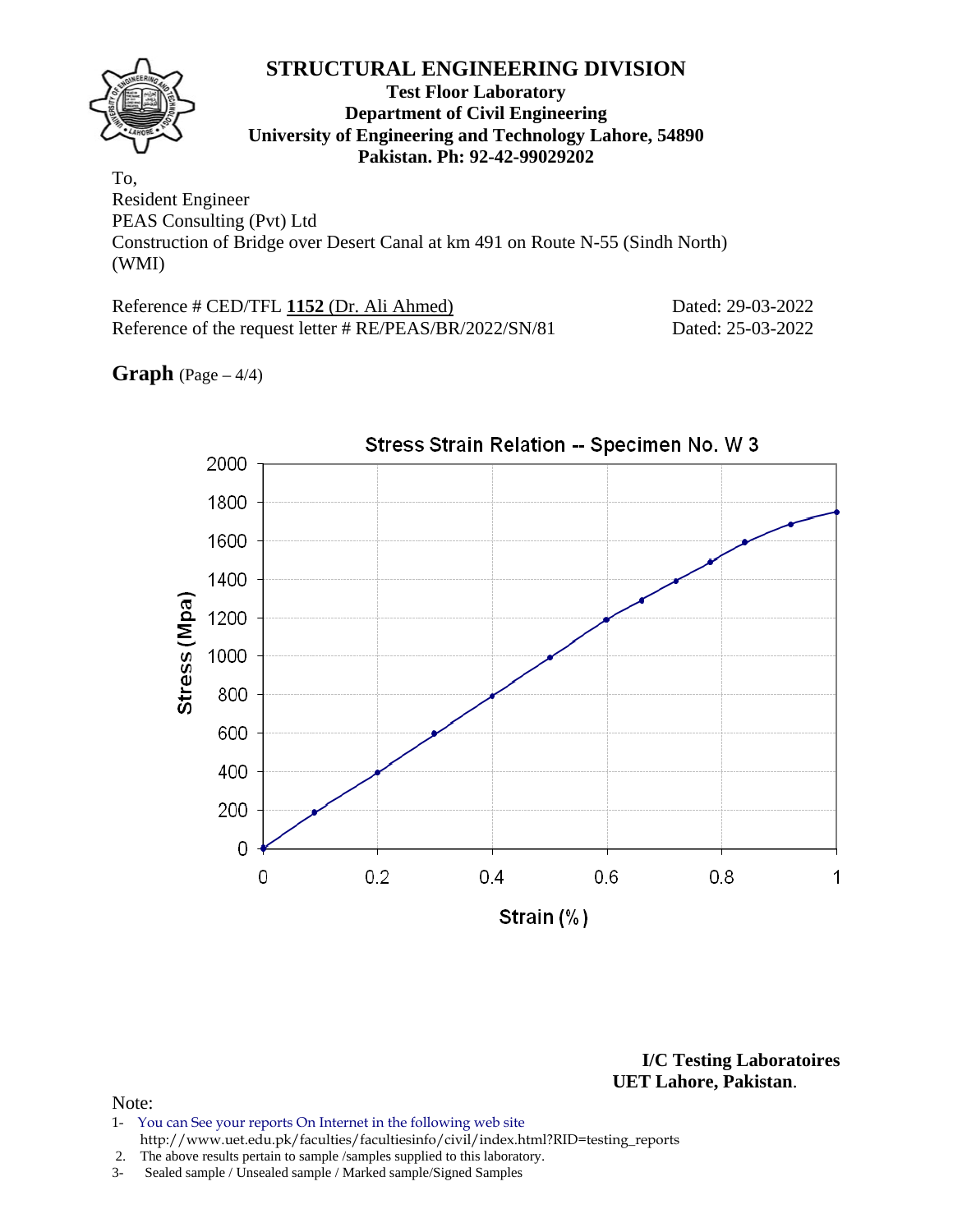# STRUCTURAL ENGINEERING DIVISION

**Test Floor Laboratory**
**Department of Civil Engineering**
**University of Engineering and Technology Lahore, 54890**
**Pakistan. Ph: 92-42-99029202**

To,
Resident Engineer
PEAS Consulting (Pvt) Ltd
Construction of Bridge over Desert Canal at km 491 on Route N-55 (Sindh North) (WMI)

Reference # CED/TFL **1152** (Dr. Ali Ahmed) Dated: 29-03-2022
Reference of the request letter # RE/PEAS/BR/2022/SN/81 Dated: 25-03-2022

**Graph** (Page – 4/4)

Stress Strain Relation -- Specimen No. W 3

Stress (Mpa)

Strain (%)

**I/C Testing Laboratoires**
**UET Lahore, Pakistan**.

Note:

1- You can See your reports On Internet in the following web site
http://www.uet.edu.pk/faculties/facultiesinfo/civil/index.html?RID=testing_reports
2. The above results pertain to sample /samples supplied to this laboratory.
3- Sealed sample / Unsealed sample / Marked sample/Signed Samples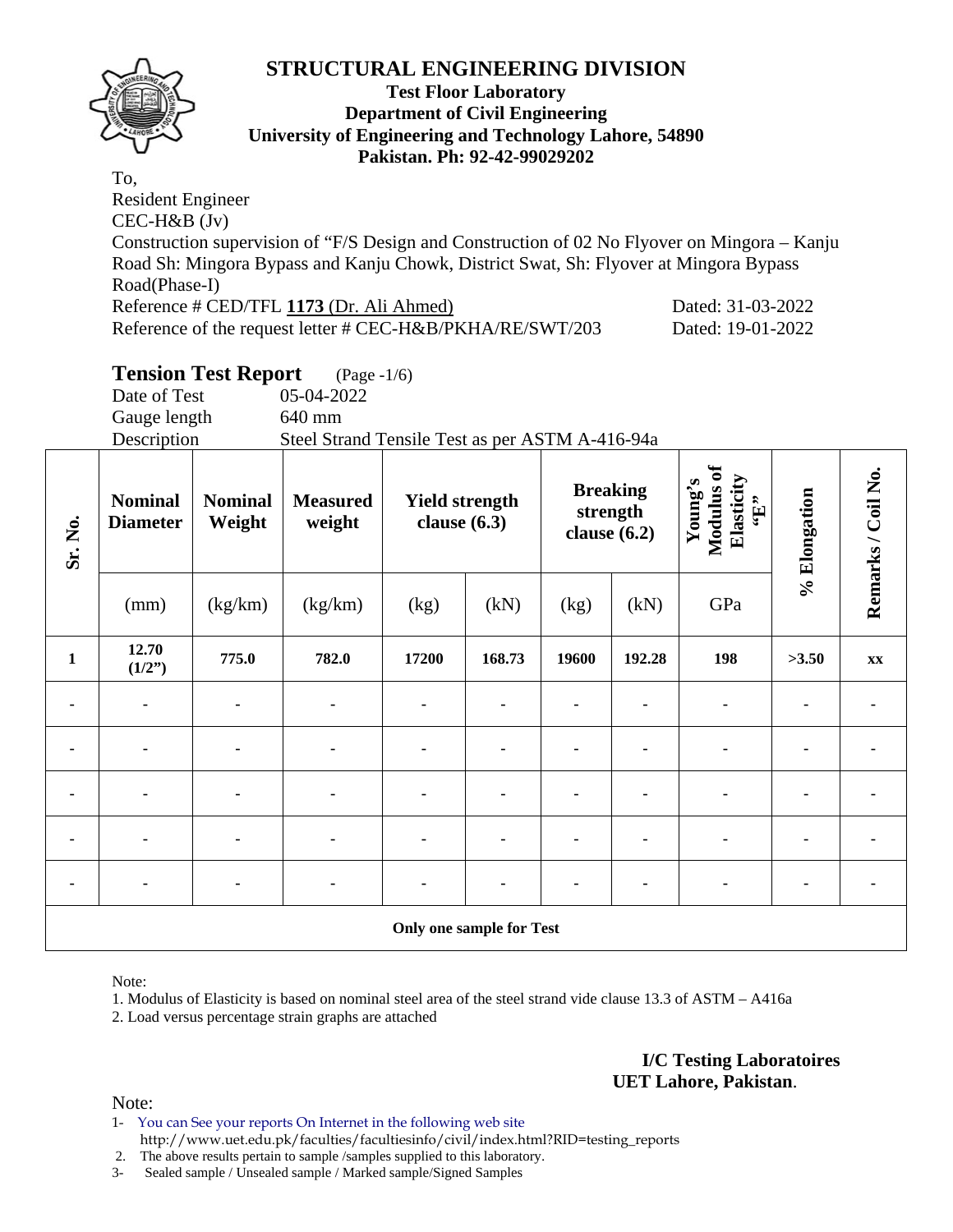# STRUCTURAL ENGINEERING DIVISION

**Test Floor Laboratory**
**Department of Civil Engineering**
**University of Engineering and Technology Lahore, 54890**
**Pakistan. Ph: 92-42-99029202**

To,
Resident Engineer
CEC-H&B (Jv)
Construction supervision of "F/S Design and Construction of 02 No Flyover on Mingora – Kanju Road Sh: Mingora Bypass and Kanju Chowk, District Swat, Sh: Flyover at Mingora Bypass Road(Phase-I)

Reference # CED/TFL **1173** (Dr. Ali Ahmed) Dated: 31-03-2022
Reference of the request letter # CEC-H&B/PKHA/RE/SWT/203 Dated: 19-01-2022

## Tension Test Report (Page -1/6)

Date of Test 05-04-2022
Gauge length 640 mm
Description Steel Strand Tensile Test as per ASTM A-416-94a

| Sr. No. | Nominal Diameter | Nominal Weight | Measured weight | Yield strength clause (6.3) | | Breaking strength clause (6.2) | | Young's Modulus of Elasticity "E" | % Elongation | Remarks / Coil No. |
|---|---|---|---|---|---|---|---|---|---|---|
| | (mm) | (kg/km) | (kg/km) | (kg) | (kN) | (kg) | (kN) | GPa | | |
| **1** | **12.70 (1/2")** | **775.0** | **782.0** | **17200** | **168.73** | **19600** | **192.28** | **198** | **>3.50** | **xx** |
| - | - | - | - | - | - | - | - | - | - | - |
| - | - | - | - | - | - | - | - | - | - | - |
| - | - | - | - | - | - | - | - | - | - | - |
| - | - | - | - | - | - | - | - | - | - | - |
| - | - | - | - | - | - | - | - | - | - | - |
| **Only one sample for Test** | | | | | | | | | | |

Note:
1. Modulus of Elasticity is based on nominal steel area of the steel strand vide clause 13.3 of ASTM – A416a
2. Load versus percentage strain graphs are attached

**I/C Testing Laboratoires**
**UET Lahore, Pakistan**.

Note:
1- You can See your reports On Internet in the following web site http://www.uet.edu.pk/faculties/facultiesinfo/civil/index.html?RID=testing_reports
2. The above results pertain to sample /samples supplied to this laboratory.
3- Sealed sample / Unsealed sample / Marked sample/Signed Samples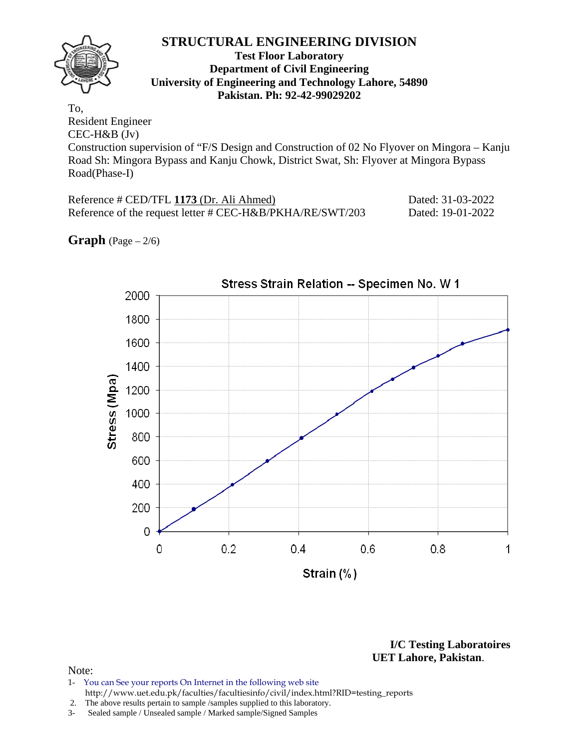# STRUCTURAL ENGINEERING DIVISION

**Test Floor Laboratory**
**Department of Civil Engineering**
**University of Engineering and Technology Lahore, 54890**
**Pakistan. Ph: 92-42-99029202**

To,
Resident Engineer
CEC-H&B (Jv)
Construction supervision of "F/S Design and Construction of 02 No Flyover on Mingora – Kanju Road Sh: Mingora Bypass and Kanju Chowk, District Swat, Sh: Flyover at Mingora Bypass Road(Phase-I)

Reference # CED/TFL **1173** (Dr. Ali Ahmed) Dated: 31-03-2022
Reference of the request letter # CEC-H&B/PKHA/RE/SWT/203 Dated: 19-01-2022

**Graph** (Page – 2/6)

Stress Strain Relation -- Specimen No. W 1

| Strain (%) | Stress (Mpa) |
|---|---|
| 0 | 0 |
| 0.1 | 190 |
| 0.21 | 395 |
| 0.31 | 595 |
| 0.41 | 790 |
| 0.51 | 990 |
| 0.61 | 1190 |
| 0.67 | 1290 |
| 0.73 | 1390 |
| 0.8 | 1490 |
| 0.87 | 1595 |
| 1.0 | 1710 |

**I/C Testing Laboratoires**
**UET Lahore, Pakistan**.

Note:
1- You can See your reports On Internet in the following web site
http://www.uet.edu.pk/faculties/facultiesinfo/civil/index.html?RID=testing_reports
2. The above results pertain to sample /samples supplied to this laboratory.
3- Sealed sample / Unsealed sample / Marked sample/Signed Samples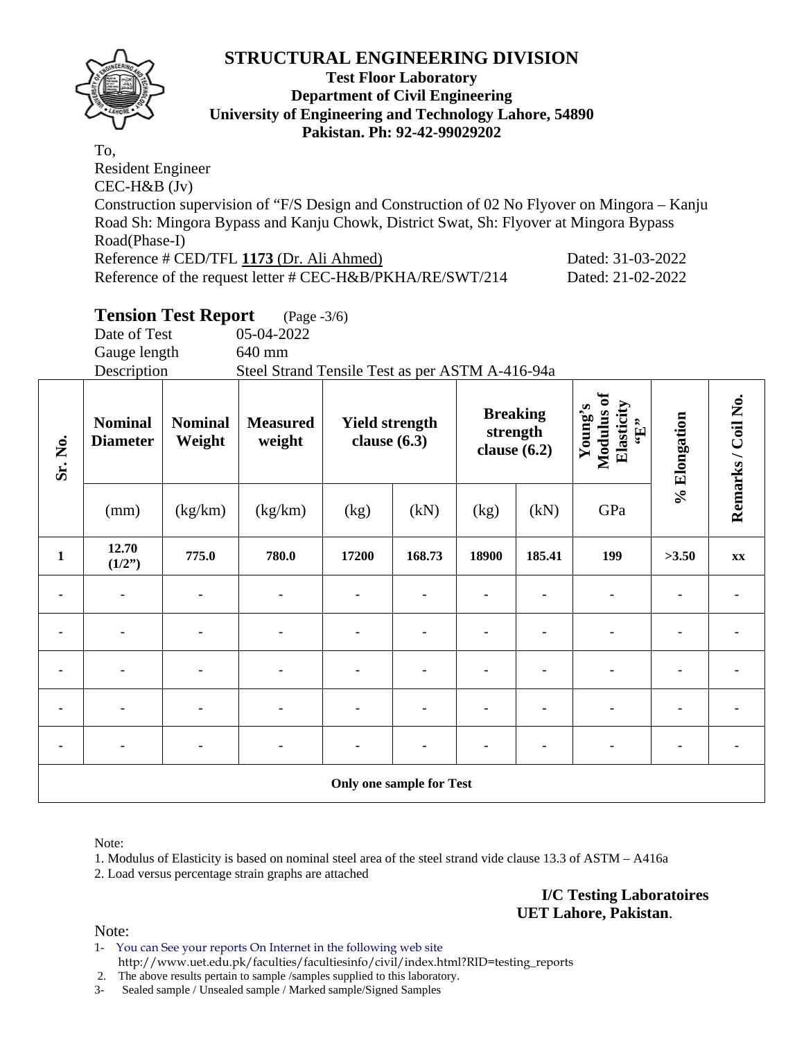# STRUCTURAL ENGINEERING DIVISION

**Test Floor Laboratory**
**Department of Civil Engineering**
**University of Engineering and Technology Lahore, 54890**
**Pakistan. Ph: 92-42-99029202**

To,
Resident Engineer
CEC-H&B (Jv)
Construction supervision of "F/S Design and Construction of 02 No Flyover on Mingora – Kanju Road Sh: Mingora Bypass and Kanju Chowk, District Swat, Sh: Flyover at Mingora Bypass Road(Phase-I)
Reference # CED/TFL **1173** (Dr. Ali Ahmed) Dated: 31-03-2022
Reference of the request letter # CEC-H&B/PKHA/RE/SWT/214 Dated: 21-02-2022

## Tension Test Report (Page -3/6)

Date of Test 05-04-2022
Gauge length 640 mm
Description Steel Strand Tensile Test as per ASTM A-416-94a

| Sr. No. | Nominal Diameter | Nominal Weight | Measured weight | Yield strength clause (6.3) | | Breaking strength clause (6.2) | | Young's Modulus of Elasticity "E" | % Elongation | Remarks / Coil No. |
|---|---|---|---|---|---|---|---|---|---|---|
| | (mm) | (kg/km) | (kg/km) | (kg) | (kN) | (kg) | (kN) | GPa | | |
| **1** | **12.70 (1/2")** | **775.0** | **780.0** | **17200** | **168.73** | **18900** | **185.41** | **199** | **>3.50** | **xx** |
| - | - | - | - | - | - | - | - | - | - | - |
| - | - | - | - | - | - | - | - | - | - | - |
| - | - | - | - | - | - | - | - | - | - | - |
| - | - | - | - | - | - | - | - | - | - | - |
| - | - | - | - | - | - | - | - | - | - | - |
| **Only one sample for Test** | | | | | | | | | | |

Note:

1. Modulus of Elasticity is based on nominal steel area of the steel strand vide clause 13.3 of ASTM – A416a
2. Load versus percentage strain graphs are attached

**I/C Testing Laboratoires**
**UET Lahore, Pakistan**.

Note:

1- You can See your reports On Internet in the following web site
http://www.uet.edu.pk/faculties/facultiesinfo/civil/index.html?RID=testing_reports
2. The above results pertain to sample /samples supplied to this laboratory.
3- Sealed sample / Unsealed sample / Marked sample/Signed Samples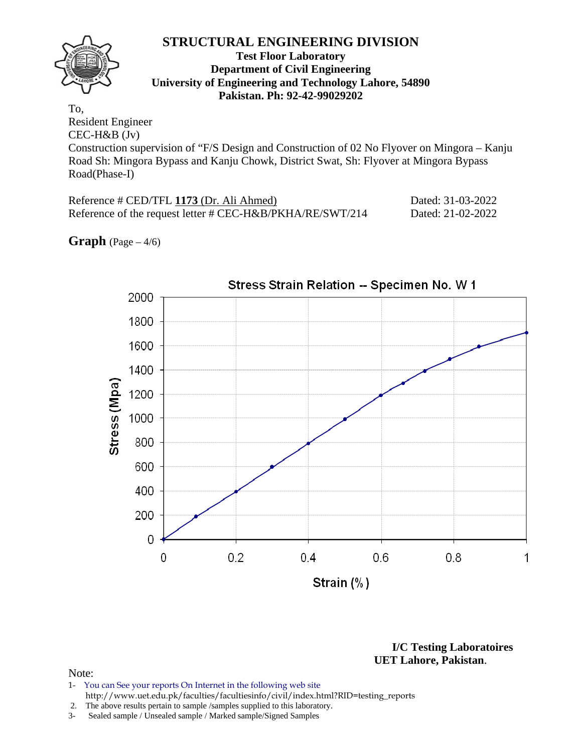# STRUCTURAL ENGINEERING DIVISION

**Test Floor Laboratory**
**Department of Civil Engineering**
**University of Engineering and Technology Lahore, 54890**
**Pakistan. Ph: 92-42-99029202**

To,
Resident Engineer
CEC-H&B (Jv)
Construction supervision of "F/S Design and Construction of 02 No Flyover on Mingora – Kanju Road Sh: Mingora Bypass and Kanju Chowk, District Swat, Sh: Flyover at Mingora Bypass Road(Phase-I)

Reference # CED/TFL **1173** (Dr. Ali Ahmed) Dated: 31-03-2022
Reference of the request letter # CEC-H&B/PKHA/RE/SWT/214 Dated: 21-02-2022

**Graph** (Page – 4/6)

Stress Strain Relation -- Specimen No. W 1

Stress (Mpa)

Strain (%)

**I/C Testing Laboratoires**
**UET Lahore, Pakistan**.

Note:
1- You can See your reports On Internet in the following web site
http://www.uet.edu.pk/faculties/facultiesinfo/civil/index.html?RID=testing_reports
2. The above results pertain to sample /samples supplied to this laboratory.
3- Sealed sample / Unsealed sample / Marked sample/Signed Samples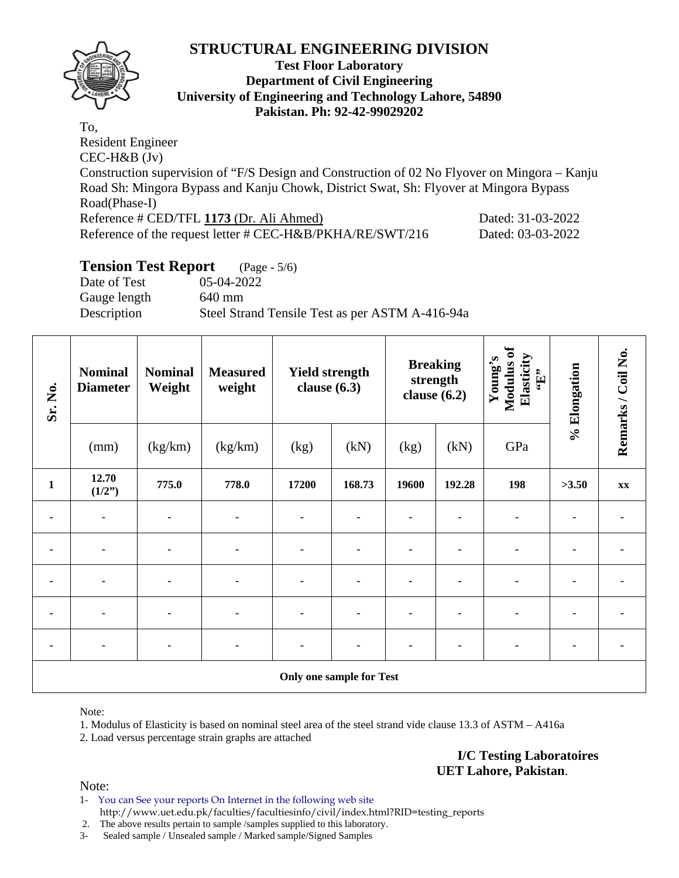# STRUCTURAL ENGINEERING DIVISION

**Test Floor Laboratory**
**Department of Civil Engineering**
**University of Engineering and Technology Lahore, 54890**
**Pakistan. Ph: 92-42-99029202**

To,
Resident Engineer
CEC-H&B (Jv)
Construction supervision of "F/S Design and Construction of 02 No Flyover on Mingora – Kanju Road Sh: Mingora Bypass and Kanju Chowk, District Swat, Sh: Flyover at Mingora Bypass Road(Phase-I)
Reference # CED/TFL **1173** (Dr. Ali Ahmed) Dated: 31-03-2022
Reference of the request letter # CEC-H&B/PKHA/RE/SWT/216 Dated: 03-03-2022

## Tension Test Report (Page - 5/6)

Date of Test 05-04-2022
Gauge length 640 mm
Description Steel Strand Tensile Test as per ASTM A-416-94a

| Sr. No. | Nominal Diameter | Nominal Weight | Measured weight | Yield strength clause (6.3) | | Breaking strength clause (6.2) | | Young's Modulus of Elasticity "E" | % Elongation | Remarks / Coil No. |
|---|---|---|---|---|---|---|---|---|---|---|
| | (mm) | (kg/km) | (kg/km) | (kg) | (kN) | (kg) | (kN) | GPa | | |
| **1** | **12.70 (1/2")** | **775.0** | **778.0** | **17200** | **168.73** | **19600** | **192.28** | **198** | **>3.50** | **xx** |
| - | - | - | - | - | - | - | - | - | - | - |
| - | - | - | - | - | - | - | - | - | - | - |
| - | - | - | - | - | - | - | - | - | - | - |
| - | - | - | - | - | - | - | - | - | - | - |
| - | - | - | - | - | - | - | - | - | - | - |
| **Only one sample for Test** | | | | | | | | | | |

Note:

1. Modulus of Elasticity is based on nominal steel area of the steel strand vide clause 13.3 of ASTM – A416a
2. Load versus percentage strain graphs are attached

**I/C Testing Laboratoires**
**UET Lahore, Pakistan**.

Note:

1- You can See your reports On Internet in the following web site http://www.uet.edu.pk/faculties/facultiesinfo/civil/index.html?RID=testing_reports
2. The above results pertain to sample /samples supplied to this laboratory.
3- Sealed sample / Unsealed sample / Marked sample/Signed Samples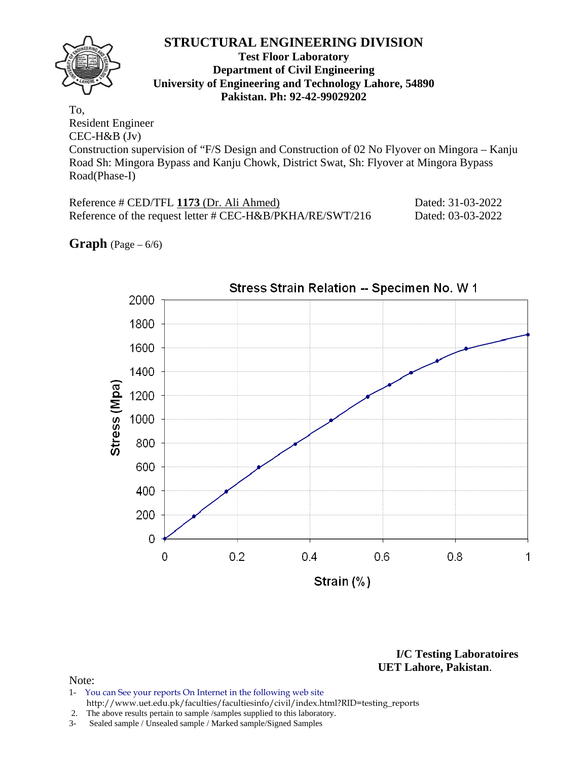# STRUCTURAL ENGINEERING DIVISION

**Test Floor Laboratory**
**Department of Civil Engineering**
**University of Engineering and Technology Lahore, 54890**
**Pakistan. Ph: 92-42-99029202**

To,
Resident Engineer
CEC-H&B (Jv)
Construction supervision of "F/S Design and Construction of 02 No Flyover on Mingora – Kanju Road Sh: Mingora Bypass and Kanju Chowk, District Swat, Sh: Flyover at Mingora Bypass Road(Phase-I)

Reference # CED/TFL **1173** (Dr. Ali Ahmed) Dated: 31-03-2022
Reference of the request letter # CEC-H&B/PKHA/RE/SWT/216 Dated: 03-03-2022

**Graph** (Page – 6/6)

Stress Strain Relation -- Specimen No. W 1

Stress (Mpa): 0, 200, 400, 600, 800, 1000, 1200, 1400, 1600, 1800, 2000

Strain (%): 0, 0.2, 0.4, 0.6, 0.8, 1

**I/C Testing Laboratoires**
**UET Lahore, Pakistan**.

Note:

1- You can See your reports On Internet in the following web site
http://www.uet.edu.pk/faculties/facultiesinfo/civil/index.html?RID=testing_reports
2. The above results pertain to sample /samples supplied to this laboratory.
3- Sealed sample / Unsealed sample / Marked sample/Signed Samples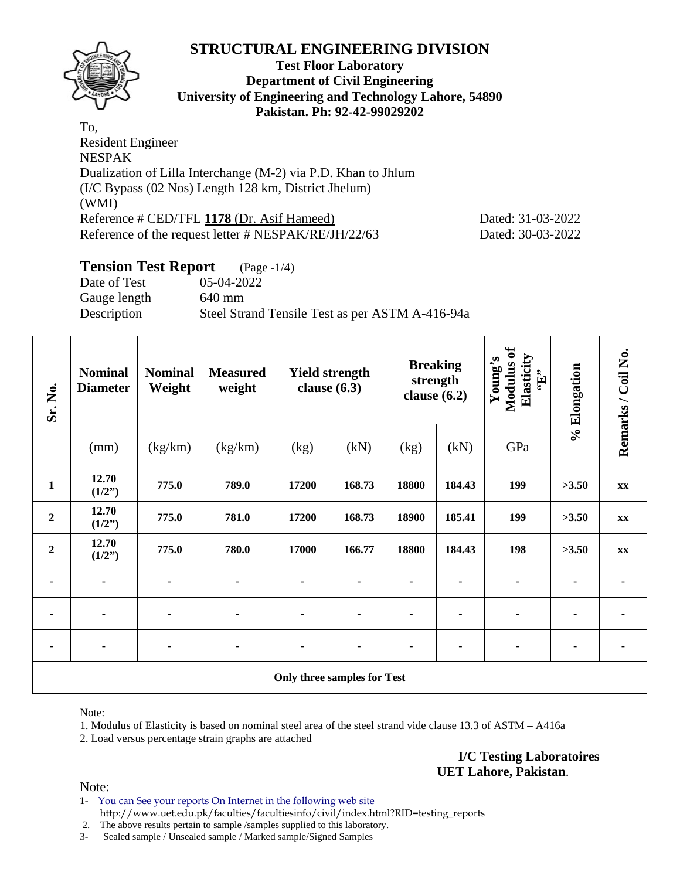# STRUCTURAL ENGINEERING DIVISION

**Test Floor Laboratory**
**Department of Civil Engineering**
**University of Engineering and Technology Lahore, 54890**
**Pakistan. Ph: 92-42-99029202**

To,
Resident Engineer
NESPAK
Dualization of Lilla Interchange (M-2) via P.D. Khan to Jhlum
(I/C Bypass (02 Nos) Length 128 km, District Jhelum)
(WMI)
Reference # CED/TFL **1178** (Dr. Asif Hameed) Dated: 31-03-2022
Reference of the request letter # NESPAK/RE/JH/22/63 Dated: 30-03-2022

## Tension Test Report (Page -1/4)

Date of Test 05-04-2022
Gauge length 640 mm
Description Steel Strand Tensile Test as per ASTM A-416-94a

| Sr. No. | Nominal Diameter | Nominal Weight | Measured weight | Yield strength clause (6.3) | | Breaking strength clause (6.2) | | Young's Modulus of Elasticity "E" | % Elongation | Remarks / Coil No. |
|---|---|---|---|---|---|---|---|---|---|---|
| | (mm) | (kg/km) | (kg/km) | (kg) | (kN) | (kg) | (kN) | GPa | | |
| **1** | **12.70 (1/2")** | **775.0** | **789.0** | **17200** | **168.73** | **18800** | **184.43** | **199** | **>3.50** | **xx** |
| **2** | **12.70 (1/2")** | **775.0** | **781.0** | **17200** | **168.73** | **18900** | **185.41** | **199** | **>3.50** | **xx** |
| **2** | **12.70 (1/2")** | **775.0** | **780.0** | **17000** | **166.77** | **18800** | **184.43** | **198** | **>3.50** | **xx** |
| - | - | - | - | - | - | - | - | - | - | - |
| - | - | - | - | - | - | - | - | - | - | - |
| - | - | - | - | - | - | - | - | - | - | - |
| **Only three samples for Test** | | | | | | | | | | |

Note:
1. Modulus of Elasticity is based on nominal steel area of the steel strand vide clause 13.3 of ASTM – A416a
2. Load versus percentage strain graphs are attached

**I/C Testing Laboratoires**
**UET Lahore, Pakistan**.

Note:
1- You can See your reports On Internet in the following web site
http://www.uet.edu.pk/faculties/facultiesinfo/civil/index.html?RID=testing_reports
2. The above results pertain to sample /samples supplied to this laboratory.
3- Sealed sample / Unsealed sample / Marked sample/Signed Samples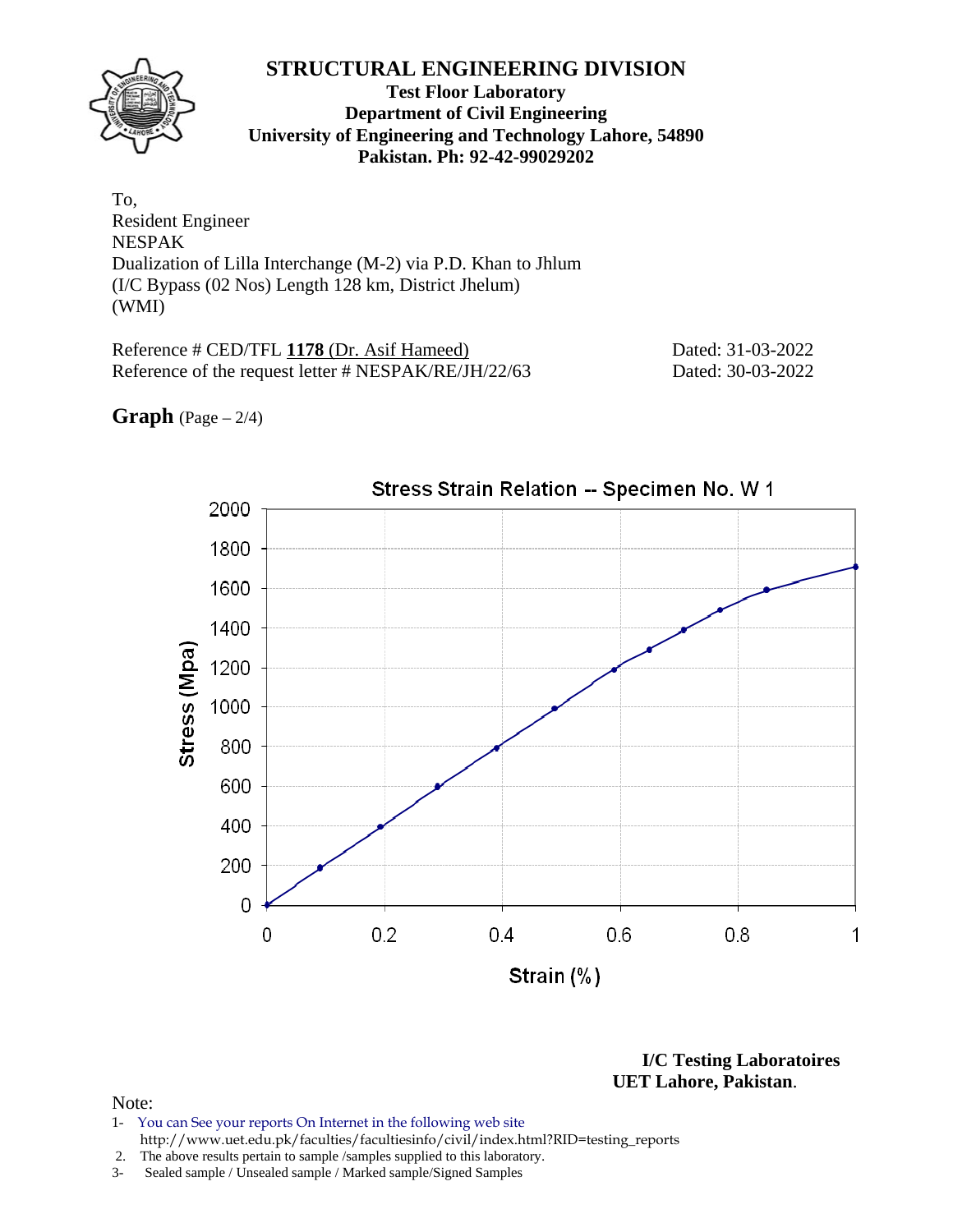# STRUCTURAL ENGINEERING DIVISION

**Test Floor Laboratory**
**Department of Civil Engineering**
**University of Engineering and Technology Lahore, 54890**
**Pakistan. Ph: 92-42-99029202**

To,
Resident Engineer
NESPAK
Dualization of Lilla Interchange (M-2) via P.D. Khan to Jhlum
(I/C Bypass (02 Nos) Length 128 km, District Jhelum)
(WMI)

Reference # CED/TFL **1178** (Dr. Asif Hameed) Dated: 31-03-2022
Reference of the request letter # NESPAK/RE/JH/22/63 Dated: 30-03-2022

**Graph** (Page – 2/4)

Stress Strain Relation -- Specimen No. W 1

Stress (Mpa)

Strain (%)

**I/C Testing Laboratoires**
**UET Lahore, Pakistan**.

Note:

1- You can See your reports On Internet in the following web site
http://www.uet.edu.pk/faculties/facultiesinfo/civil/index.html?RID=testing_reports
2. The above results pertain to sample /samples supplied to this laboratory.
3- Sealed sample / Unsealed sample / Marked sample/Signed Samples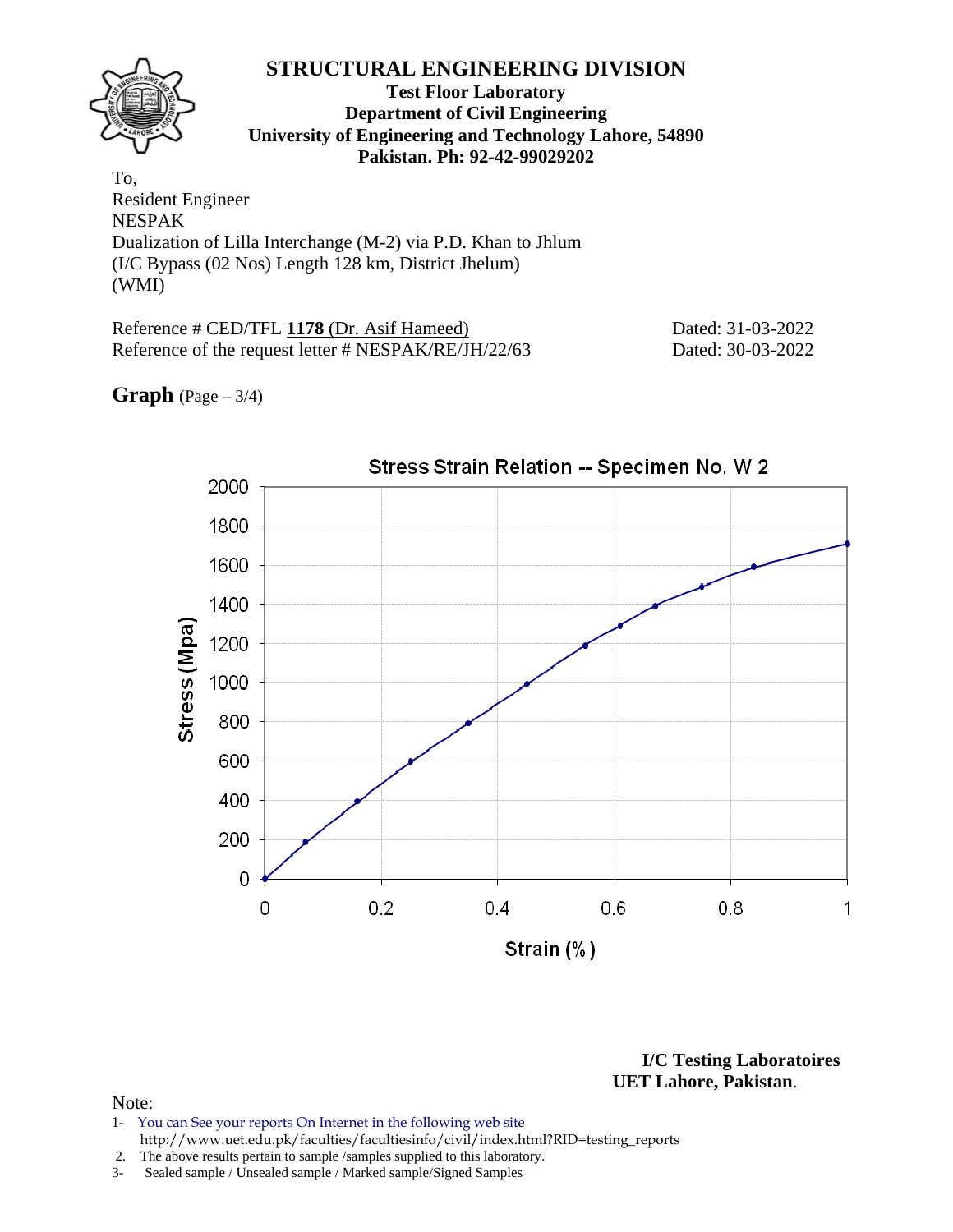# STRUCTURAL ENGINEERING DIVISION

**Test Floor Laboratory**
**Department of Civil Engineering**
**University of Engineering and Technology Lahore, 54890**
**Pakistan. Ph: 92-42-99029202**

To,
Resident Engineer
NESPAK
Dualization of Lilla Interchange (M-2) via P.D. Khan to Jhlum
(I/C Bypass (02 Nos) Length 128 km, District Jhelum)
(WMI)

Reference # CED/TFL **1178** (Dr. Asif Hameed) Dated: 31-03-2022
Reference of the request letter # NESPAK/RE/JH/22/63 Dated: 30-03-2022

**Graph** (Page – 3/4)

Stress Strain Relation -- Specimen No. W 2

Stress (Mpa) vs Strain (%)

**I/C Testing Laboratoires**
**UET Lahore, Pakistan**.

Note:

1- You can See your reports On Internet in the following web site
http://www.uet.edu.pk/faculties/facultiesinfo/civil/index.html?RID=testing_reports
2. The above results pertain to sample /samples supplied to this laboratory.
3- Sealed sample / Unsealed sample / Marked sample/Signed Samples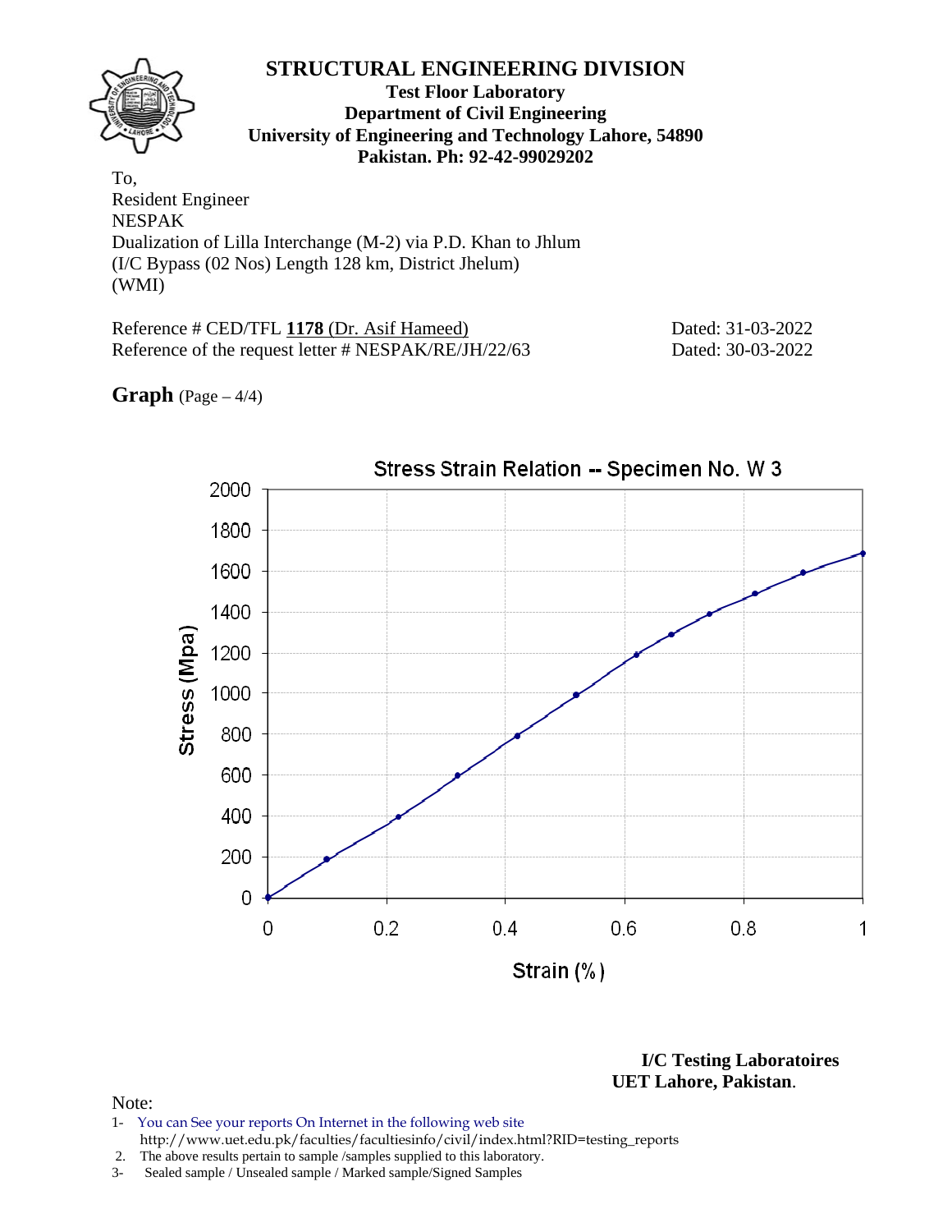# STRUCTURAL ENGINEERING DIVISION

**Test Floor Laboratory**
**Department of Civil Engineering**
**University of Engineering and Technology Lahore, 54890**
**Pakistan. Ph: 92-42-99029202**

To,
Resident Engineer
NESPAK
Dualization of Lilla Interchange (M-2) via P.D. Khan to Jhlum
(I/C Bypass (02 Nos) Length 128 km, District Jhelum)
(WMI)

Reference # CED/TFL **1178** (Dr. Asif Hameed) Dated: 31-03-2022
Reference of the request letter # NESPAK/RE/JH/22/63 Dated: 30-03-2022

**Graph** (Page – 4/4)

Stress Strain Relation -- Specimen No. W 3

Stress (Mpa)

Strain (%)

**I/C Testing Laboratoires**
**UET Lahore, Pakistan**.

Note:
1- You can See your reports On Internet in the following web site
http://www.uet.edu.pk/faculties/facultiesinfo/civil/index.html?RID=testing_reports
2. The above results pertain to sample /samples supplied to this laboratory.
3- Sealed sample / Unsealed sample / Marked sample/Signed Samples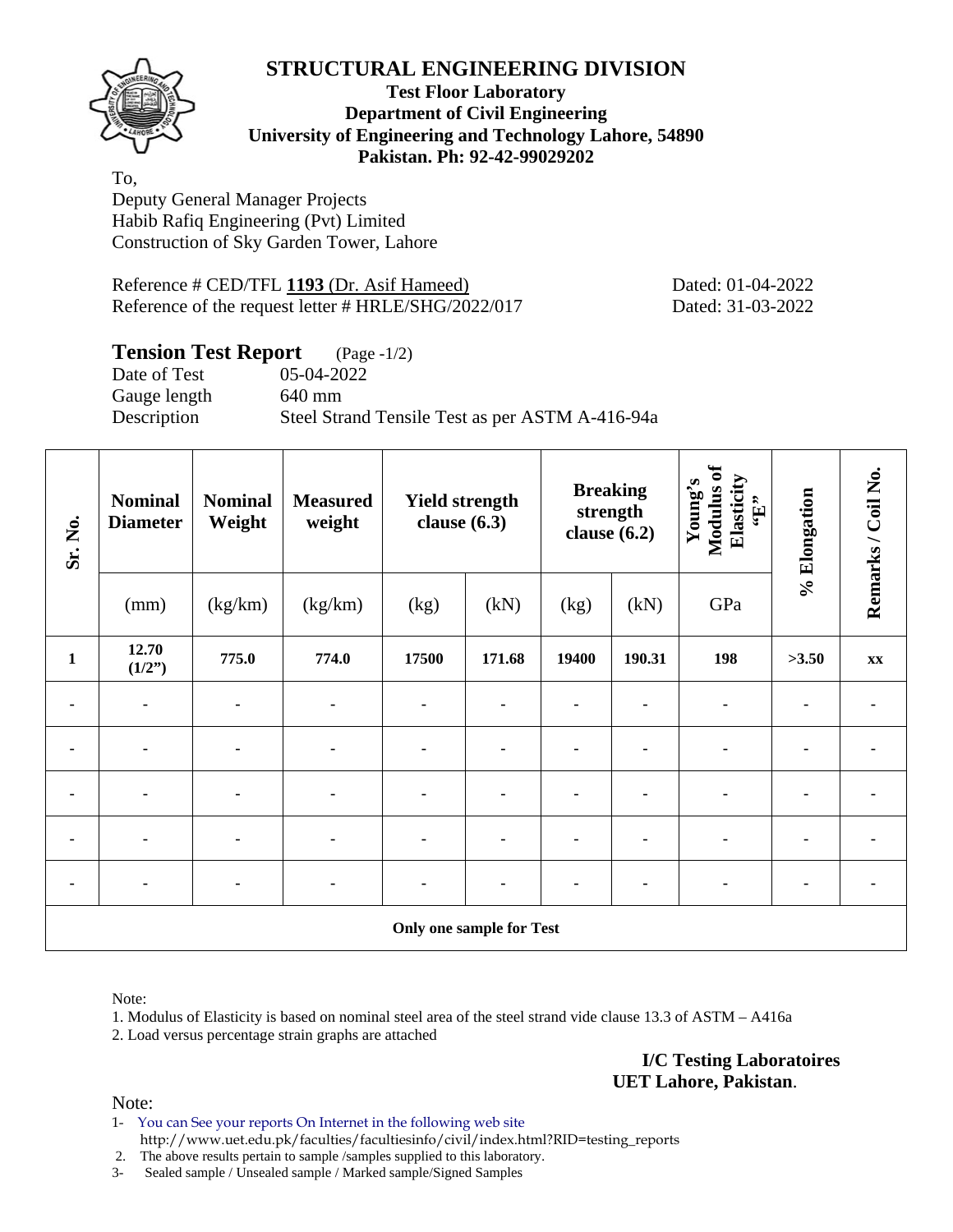# STRUCTURAL ENGINEERING DIVISION

**Test Floor Laboratory**
**Department of Civil Engineering**
**University of Engineering and Technology Lahore, 54890**
**Pakistan. Ph: 92-42-99029202**

To,
Deputy General Manager Projects
Habib Rafiq Engineering (Pvt) Limited
Construction of Sky Garden Tower, Lahore

Reference # CED/TFL **1193** (Dr. Asif Hameed) Dated: 01-04-2022
Reference of the request letter # HRLE/SHG/2022/017 Dated: 31-03-2022

## Tension Test Report (Page -1/2)

Date of Test 05-04-2022
Gauge length 640 mm
Description Steel Strand Tensile Test as per ASTM A-416-94a

| Sr. No. | Nominal Diameter | Nominal Weight | Measured weight | Yield strength clause (6.3) | | Breaking strength clause (6.2) | | Young's Modulus of Elasticity "E" | % Elongation | Remarks / Coil No. |
|---|---|---|---|---|---|---|---|---|---|---|
| | (mm) | (kg/km) | (kg/km) | (kg) | (kN) | (kg) | (kN) | GPa | | |
| **1** | **12.70 (1/2")** | **775.0** | **774.0** | **17500** | **171.68** | **19400** | **190.31** | **198** | **>3.50** | **xx** |
| - | - | - | - | - | - | - | - | - | - | - |
| - | - | - | - | - | - | - | - | - | - | - |
| - | - | - | - | - | - | - | - | - | - | - |
| - | - | - | - | - | - | - | - | - | - | - |
| - | - | - | - | - | - | - | - | - | - | - |
| **Only one sample for Test** | | | | | | | | | | |

Note:

1. Modulus of Elasticity is based on nominal steel area of the steel strand vide clause 13.3 of ASTM – A416a
2. Load versus percentage strain graphs are attached

**I/C Testing Laboratoires**
**UET Lahore, Pakistan**.

Note:

1- You can See your reports On Internet in the following web site
 http://www.uet.edu.pk/faculties/facultiesinfo/civil/index.html?RID=testing_reports
2. The above results pertain to sample /samples supplied to this laboratory.
3- Sealed sample / Unsealed sample / Marked sample/Signed Samples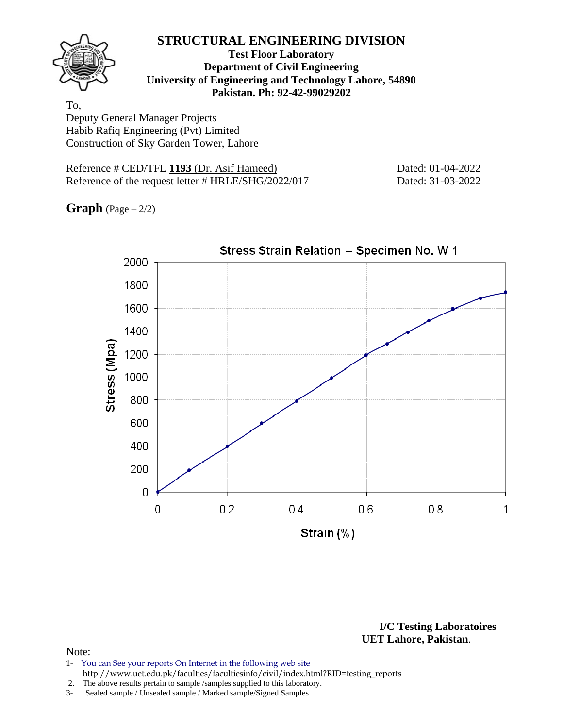# STRUCTURAL ENGINEERING DIVISION

**Test Floor Laboratory**
**Department of Civil Engineering**
**University of Engineering and Technology Lahore, 54890**
**Pakistan. Ph: 92-42-99029202**

To,
Deputy General Manager Projects
Habib Rafiq Engineering (Pvt) Limited
Construction of Sky Garden Tower, Lahore

Reference # CED/TFL **1193** (Dr. Asif Hameed) Dated: 01-04-2022
Reference of the request letter # HRLE/SHG/2022/017 Dated: 31-03-2022

**Graph** (Page – 2/2)

Stress Strain Relation -- Specimen No. W 1

Stress (Mpa): 0, 200, 400, 600, 800, 1000, 1200, 1400, 1600, 1800, 2000

Strain (%): 0, 0.2, 0.4, 0.6, 0.8, 1

**I/C Testing Laboratoires**
**UET Lahore, Pakistan**.

Note:

1- You can See your reports On Internet in the following web site
http://www.uet.edu.pk/faculties/facultiesinfo/civil/index.html?RID=testing_reports
2. The above results pertain to sample /samples supplied to this laboratory.
3- Sealed sample / Unsealed sample / Marked sample/Signed Samples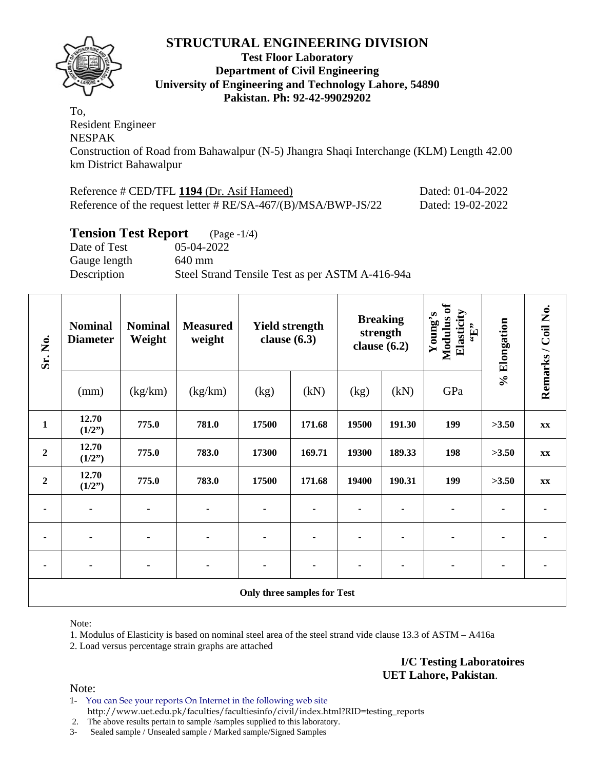# STRUCTURAL ENGINEERING DIVISION

**Test Floor Laboratory**
**Department of Civil Engineering**
**University of Engineering and Technology Lahore, 54890**
**Pakistan. Ph: 92-42-99029202**

To,
Resident Engineer
NESPAK
Construction of Road from Bahawalpur (N-5) Jhangra Shaqi Interchange (KLM) Length 42.00 km District Bahawalpur

Reference # CED/TFL **1194** (Dr. Asif Hameed) Dated: 01-04-2022
Reference of the request letter # RE/SA-467/(B)/MSA/BWP-JS/22 Dated: 19-02-2022

## Tension Test Report (Page -1/4)

Date of Test 05-04-2022
Gauge length 640 mm
Description Steel Strand Tensile Test as per ASTM A-416-94a

| Sr. No. | Nominal Diameter | Nominal Weight | Measured weight | Yield strength clause (6.3) | | Breaking strength clause (6.2) | | Young's Modulus of Elasticity "E" | % Elongation | Remarks / Coil No. |
|---|---|---|---|---|---|---|---|---|---|---|
| | (mm) | (kg/km) | (kg/km) | (kg) | (kN) | (kg) | (kN) | GPa | | |
| **1** | **12.70 (1/2")** | **775.0** | **781.0** | **17500** | **171.68** | **19500** | **191.30** | **199** | **>3.50** | **xx** |
| **2** | **12.70 (1/2")** | **775.0** | **783.0** | **17300** | **169.71** | **19300** | **189.33** | **198** | **>3.50** | **xx** |
| **2** | **12.70 (1/2")** | **775.0** | **783.0** | **17500** | **171.68** | **19400** | **190.31** | **199** | **>3.50** | **xx** |
| - | - | - | - | - | - | - | - | - | - | - |
| - | - | - | - | - | - | - | - | - | - | - |
| - | - | - | - | - | - | - | - | - | - | - |
| **Only three samples for Test** | | | | | | | | | | |

Note:

1. Modulus of Elasticity is based on nominal steel area of the steel strand vide clause 13.3 of ASTM – A416a
2. Load versus percentage strain graphs are attached

**I/C Testing Laboratoires**
**UET Lahore, Pakistan**.

Note:

1- You can See your reports On Internet in the following web site
http://www.uet.edu.pk/faculties/facultiesinfo/civil/index.html?RID=testing_reports
2. The above results pertain to sample /samples supplied to this laboratory.
3- Sealed sample / Unsealed sample / Marked sample/Signed Samples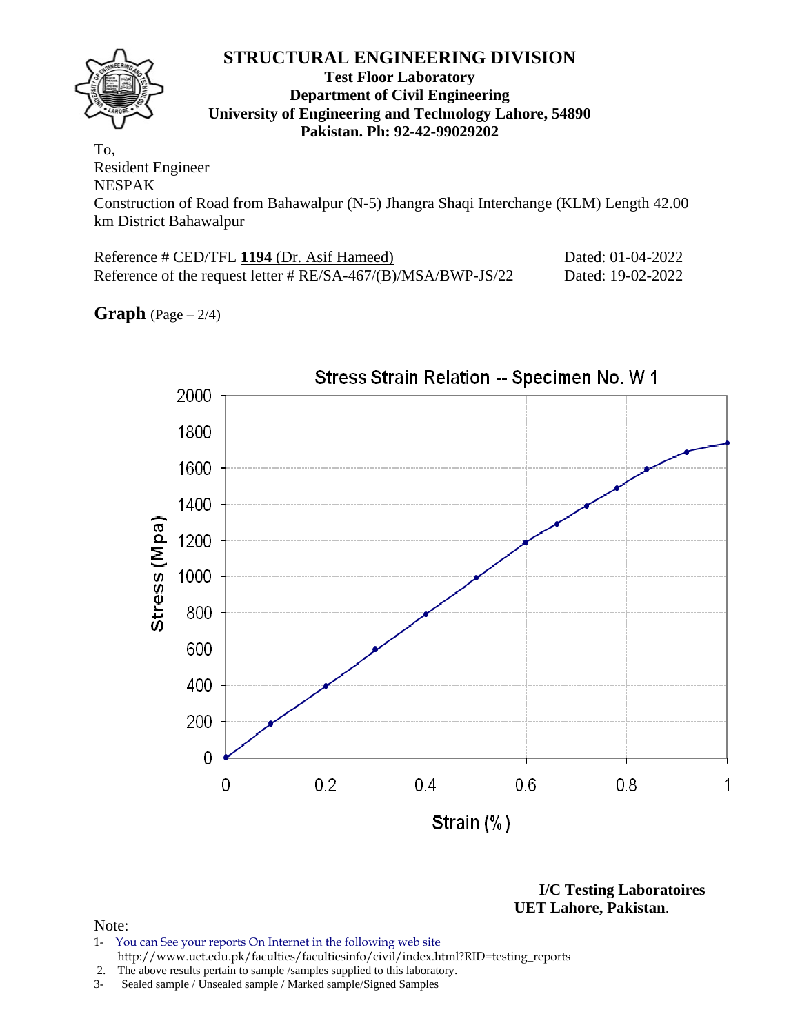# STRUCTURAL ENGINEERING DIVISION

**Test Floor Laboratory**
**Department of Civil Engineering**
**University of Engineering and Technology Lahore, 54890**
**Pakistan. Ph: 92-42-99029202**

To,
Resident Engineer
NESPAK
Construction of Road from Bahawalpur (N-5) Jhangra Shaqi Interchange (KLM) Length 42.00 km District Bahawalpur

Reference # CED/TFL **1194** (Dr. Asif Hameed) Dated: 01-04-2022
Reference of the request letter # RE/SA-467/(B)/MSA/BWP-JS/22 Dated: 19-02-2022

**Graph** (Page – 2/4)

Stress Strain Relation -- Specimen No. W 1

Stress (Mpa)

Strain (%)

**I/C Testing Laboratoires**
**UET Lahore, Pakistan**.

Note:
1- You can See your reports On Internet in the following web site
http://www.uet.edu.pk/faculties/facultiesinfo/civil/index.html?RID=testing_reports
2. The above results pertain to sample /samples supplied to this laboratory.
3- Sealed sample / Unsealed sample / Marked sample/Signed Samples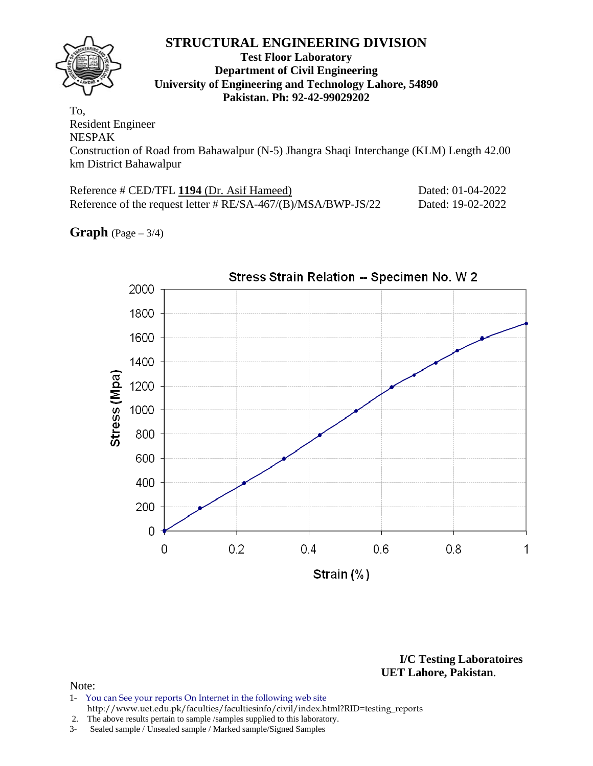# STRUCTURAL ENGINEERING DIVISION

**Test Floor Laboratory**
**Department of Civil Engineering**
**University of Engineering and Technology Lahore, 54890**
**Pakistan. Ph: 92-42-99029202**

To,
Resident Engineer
NESPAK
Construction of Road from Bahawalpur (N-5) Jhangra Shaqi Interchange (KLM) Length 42.00 km District Bahawalpur

Reference # CED/TFL **1194** (Dr. Asif Hameed) Dated: 01-04-2022
Reference of the request letter # RE/SA-467/(B)/MSA/BWP-JS/22 Dated: 19-02-2022

**Graph** (Page – 3/4)

Stress Strain Relation -- Specimen No. W 2

Stress (Mpa)

Strain (%)

**I/C Testing Laboratoires**
**UET Lahore, Pakistan**.

Note:
1- You can See your reports On Internet in the following web site
http://www.uet.edu.pk/faculties/facultiesinfo/civil/index.html?RID=testing_reports
2. The above results pertain to sample /samples supplied to this laboratory.
3- Sealed sample / Unsealed sample / Marked sample/Signed Samples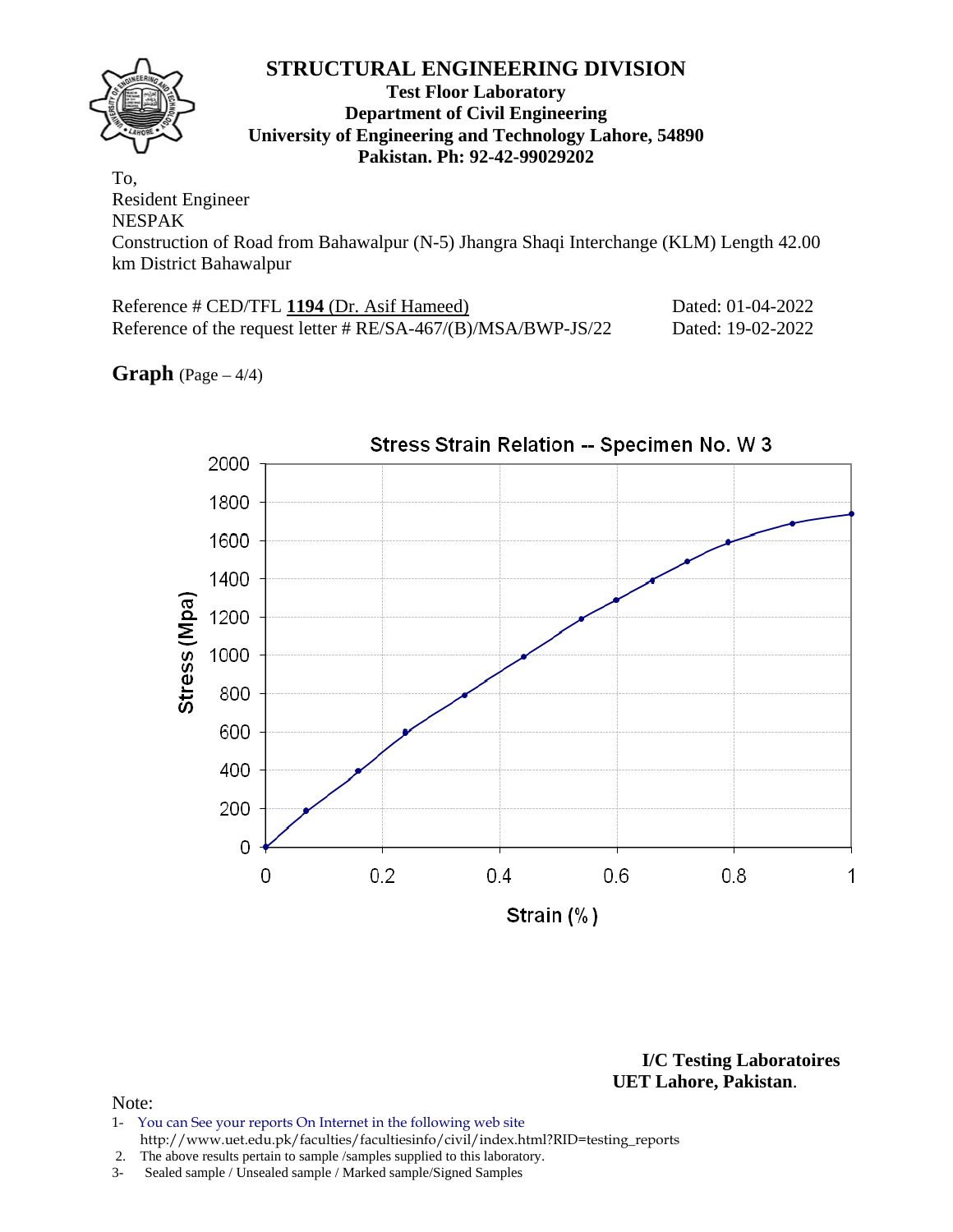# STRUCTURAL ENGINEERING DIVISION

**Test Floor Laboratory**
**Department of Civil Engineering**
**University of Engineering and Technology Lahore, 54890**
**Pakistan. Ph: 92-42-99029202**

To,
Resident Engineer
NESPAK
Construction of Road from Bahawalpur (N-5) Jhangra Shaqi Interchange (KLM) Length 42.00 km District Bahawalpur

Reference # CED/TFL **1194** (Dr. Asif Hameed) Dated: 01-04-2022
Reference of the request letter # RE/SA-467/(B)/MSA/BWP-JS/22 Dated: 19-02-2022

**Graph** (Page – 4/4)

Stress Strain Relation -- Specimen No. W 3

Stress (Mpa) vs. Strain (%)

**I/C Testing Laboratoires**
**UET Lahore, Pakistan**.

Note:
1- You can See your reports On Internet in the following web site
   http://www.uet.edu.pk/faculties/facultiesinfo/civil/index.html?RID=testing_reports
2. The above results pertain to sample /samples supplied to this laboratory.
3- Sealed sample / Unsealed sample / Marked sample/Signed Samples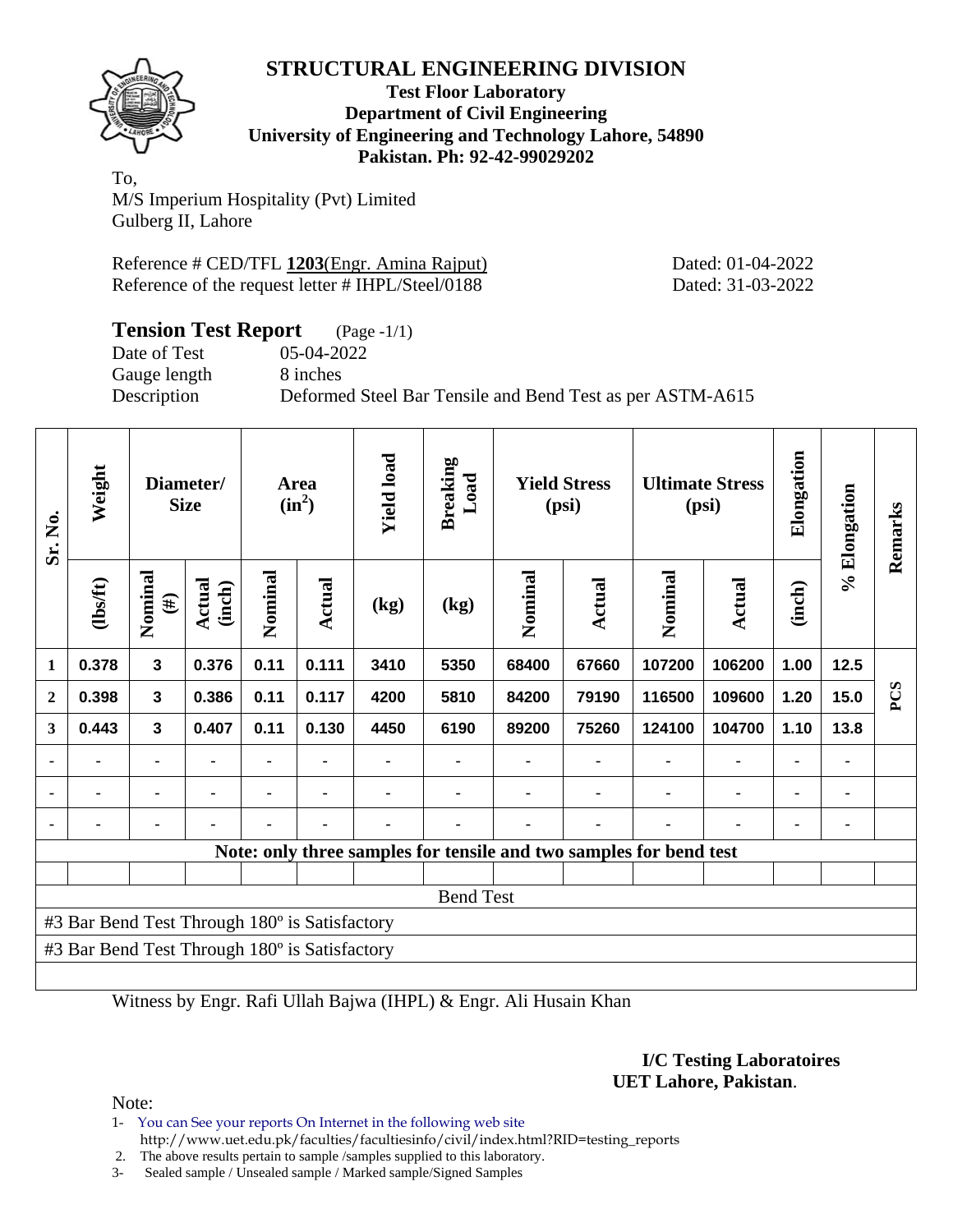# STRUCTURAL ENGINEERING DIVISION

**Test Floor Laboratory**
**Department of Civil Engineering**
**University of Engineering and Technology Lahore, 54890**
**Pakistan. Ph: 92-42-99029202**

To,
M/S Imperium Hospitality (Pvt) Limited
Gulberg II, Lahore

Reference # CED/TFL **1203**(Engr. Amina Rajput) Dated: 01-04-2022
Reference of the request letter # IHPL/Steel/0188 Dated: 31-03-2022

## Tension Test Report (Page -1/1)

Date of Test 05-04-2022
Gauge length 8 inches
Description Deformed Steel Bar Tensile and Bend Test as per ASTM-A615

| Sr. No. | Weight | Diameter/ Size | | Area ($in^2$) | | Yield load | Breaking Load | Yield Stress (psi) | | Ultimate Stress (psi) | | Elongation | % Elongation | Remarks |
|---|---|---|---|---|---|---|---|---|---|---|---|---|---|---|
| | (lbs/ft) | Nominal (#) | Actual (inch) | Nominal | Actual | (kg) | (kg) | Nominal | Actual | Nominal | Actual | (inch) | | |
| 1 | 0.378 | 3 | 0.376 | 0.11 | 0.111 | 3410 | 5350 | 68400 | 67660 | 107200 | 106200 | 1.00 | 12.5 | PCS |
| 2 | 0.398 | 3 | 0.386 | 0.11 | 0.117 | 4200 | 5810 | 84200 | 79190 | 116500 | 109600 | 1.20 | 15.0 | |
| 3 | 0.443 | 3 | 0.407 | 0.11 | 0.130 | 4450 | 6190 | 89200 | 75260 | 124100 | 104700 | 1.10 | 13.8 | |
| - | - | - | - | - | - | - | - | - | - | - | - | - | - | |
| - | - | - | - | - | - | - | - | - | - | - | - | - | - | |
| - | - | - | - | - | - | - | - | - | - | - | - | - | - | |

**Note: only three samples for tensile and two samples for bend test**

Bend Test

#3 Bar Bend Test Through 180º is Satisfactory
#3 Bar Bend Test Through 180º is Satisfactory

Witness by Engr. Rafi Ullah Bajwa (IHPL) & Engr. Ali Husain Khan

**I/C Testing Laboratoires**
**UET Lahore, Pakistan**.

Note:
1- You can See your reports On Internet in the following web site
http://www.uet.edu.pk/faculties/facultiesinfo/civil/index.html?RID=testing_reports
2. The above results pertain to sample /samples supplied to this laboratory.
3- Sealed sample / Unsealed sample / Marked sample/Signed Samples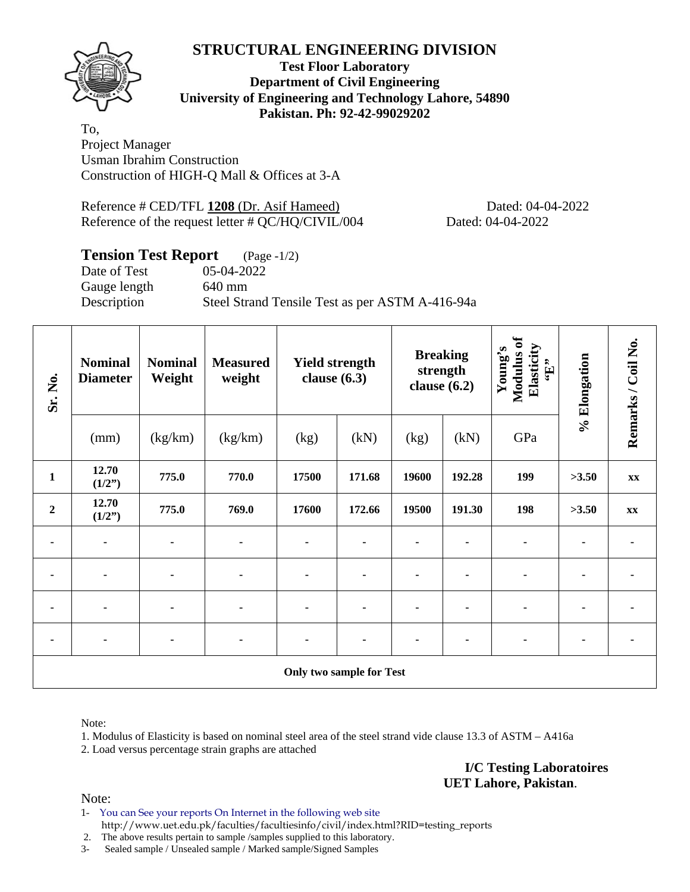# STRUCTURAL ENGINEERING DIVISION

**Test Floor Laboratory**
**Department of Civil Engineering**
**University of Engineering and Technology Lahore, 54890**
**Pakistan. Ph: 92-42-99029202**

To,
Project Manager
Usman Ibrahim Construction
Construction of HIGH-Q Mall & Offices at 3-A

Reference # CED/TFL **1208** (Dr. Asif Hameed) Dated: 04-04-2022
Reference of the request letter # QC/HQ/CIVIL/004 Dated: 04-04-2022

## Tension Test Report (Page -1/2)

Date of Test 05-04-2022
Gauge length 640 mm
Description Steel Strand Tensile Test as per ASTM A-416-94a

| Sr. No. | Nominal Diameter | Nominal Weight | Measured weight | Yield strength clause (6.3) | | Breaking strength clause (6.2) | | Young's Modulus of Elasticity "E" | % Elongation | Remarks / Coil No. |
|---|---|---|---|---|---|---|---|---|---|---|
| | (mm) | (kg/km) | (kg/km) | (kg) | (kN) | (kg) | (kN) | GPa | | |
| **1** | **12.70 (1/2")** | **775.0** | **770.0** | **17500** | **171.68** | **19600** | **192.28** | **199** | **>3.50** | **xx** |
| **2** | **12.70 (1/2")** | **775.0** | **769.0** | **17600** | **172.66** | **19500** | **191.30** | **198** | **>3.50** | **xx** |
| - | - | - | - | - | - | - | - | - | - | - |
| - | - | - | - | - | - | - | - | - | - | - |
| - | - | - | - | - | - | - | - | - | - | - |
| - | - | - | - | - | - | - | - | - | - | - |
| **Only two sample for Test** | | | | | | | | | | |

Note:

1. Modulus of Elasticity is based on nominal steel area of the steel strand vide clause 13.3 of ASTM – A416a
2. Load versus percentage strain graphs are attached

**I/C Testing Laboratoires**
**UET Lahore, Pakistan**.

Note:

1- You can See your reports On Internet in the following web site
http://www.uet.edu.pk/faculties/facultiesinfo/civil/index.html?RID=testing_reports
2. The above results pertain to sample /samples supplied to this laboratory.
3- Sealed sample / Unsealed sample / Marked sample/Signed Samples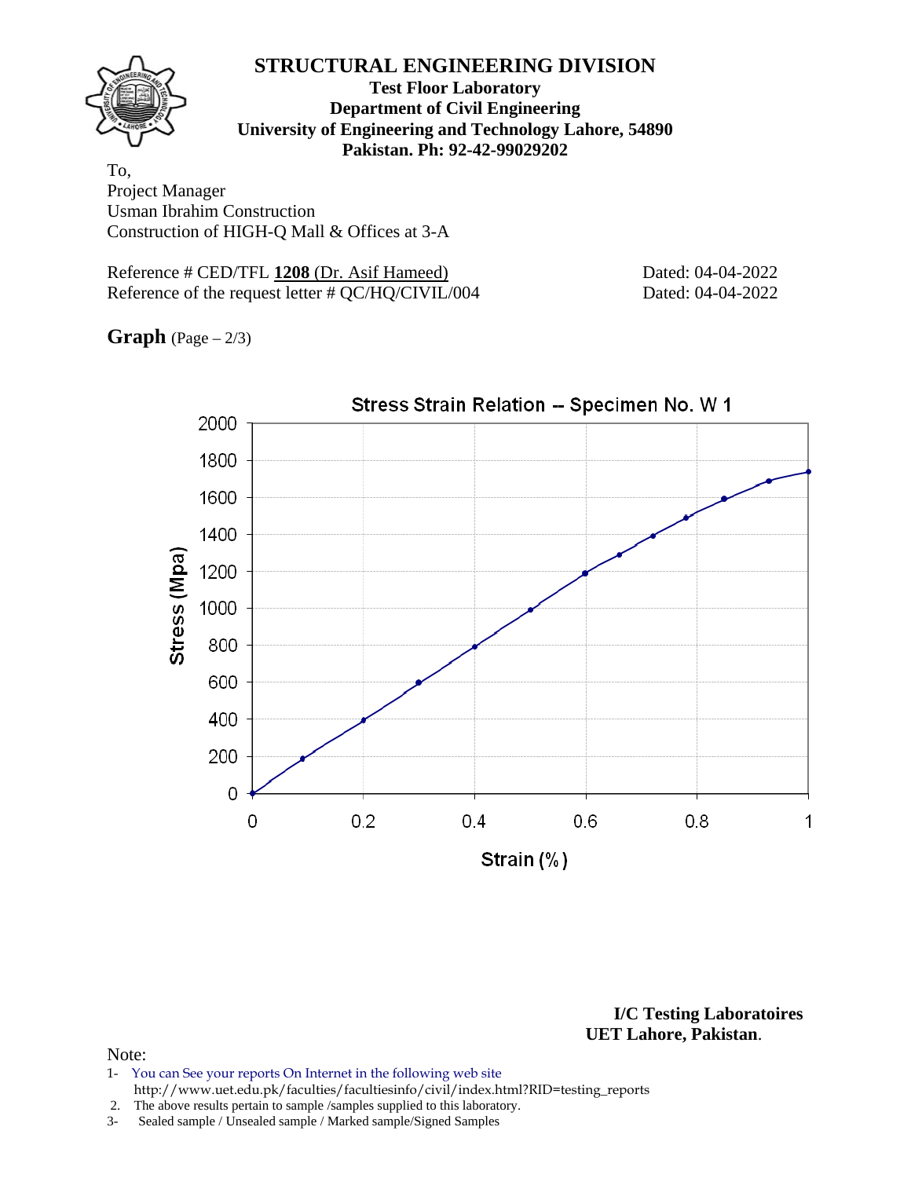# STRUCTURAL ENGINEERING DIVISION

**Test Floor Laboratory**
**Department of Civil Engineering**
**University of Engineering and Technology Lahore, 54890**
**Pakistan. Ph: 92-42-99029202**

To,
Project Manager
Usman Ibrahim Construction
Construction of HIGH-Q Mall & Offices at 3-A

Reference # CED/TFL **1208** (Dr. Asif Hameed) Dated: 04-04-2022
Reference of the request letter # QC/HQ/CIVIL/004 Dated: 04-04-2022

**Graph** (Page – 2/3)

Stress Strain Relation -- Specimen No. W 1

| Strain (%) | Stress (Mpa) |
|---|---|
| 0 | 0 |
| 0.09 | 190 |
| 0.2 | 395 |
| 0.3 | 598 |
| 0.4 | 795 |
| 0.5 | 990 |
| 0.6 | 1188 |
| 0.66 | 1290 |
| 0.72 | 1393 |
| 0.78 | 1490 |
| 0.85 | 1592 |
| 0.93 | 1690 |
| 1 | 1740 |

**I/C Testing Laboratoires**
**UET Lahore, Pakistan**.

Note:

1- You can See your reports On Internet in the following web site
http://www.uet.edu.pk/faculties/facultiesinfo/civil/index.html?RID=testing_reports
2. The above results pertain to sample /samples supplied to this laboratory.
3- Sealed sample / Unsealed sample / Marked sample/Signed Samples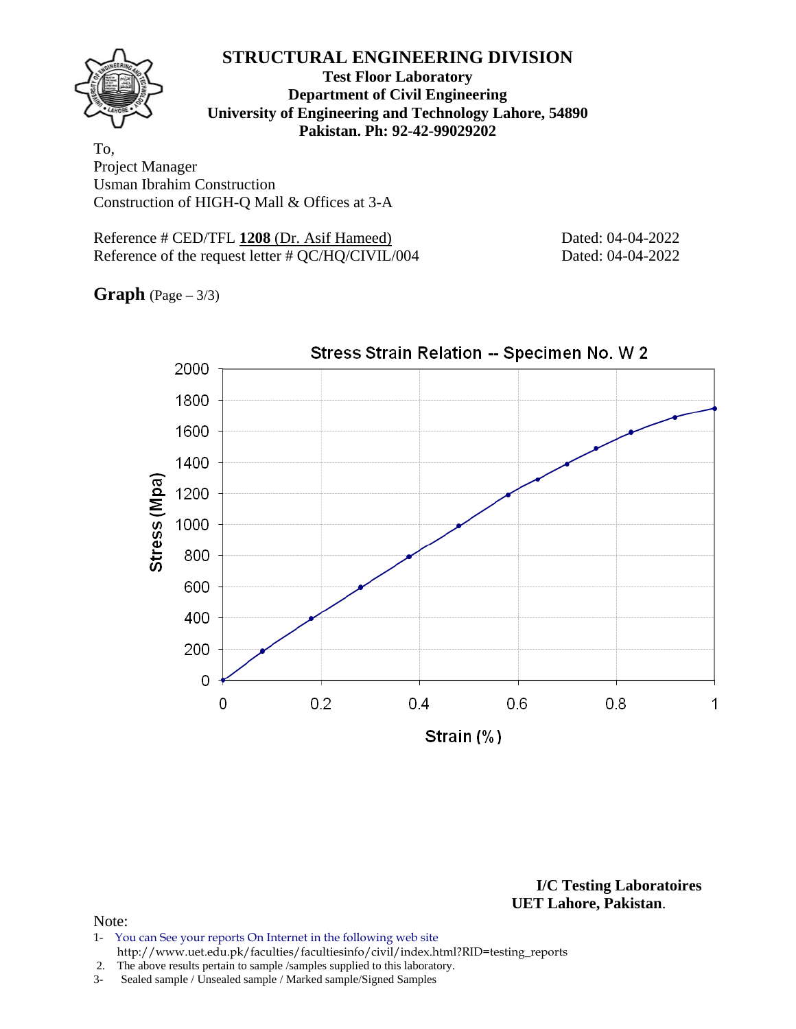# STRUCTURAL ENGINEERING DIVISION

**Test Floor Laboratory**
**Department of Civil Engineering**
**University of Engineering and Technology Lahore, 54890**
**Pakistan. Ph: 92-42-99029202**

To,
Project Manager
Usman Ibrahim Construction
Construction of HIGH-Q Mall & Offices at 3-A

Reference # CED/TFL **1208** (Dr. Asif Hameed) Dated: 04-04-2022
Reference of the request letter # QC/HQ/CIVIL/004 Dated: 04-04-2022

**Graph** (Page – 3/3)

Stress Strain Relation -- Specimen No. W 2

Stress (Mpa)

2000
1800
1600
1400
1200
1000
800
600
400
200
0

0 0.2 0.4 0.6 0.8 1

Strain (%)

**I/C Testing Laboratoires**
**UET Lahore, Pakistan**.

Note:
1- You can See your reports On Internet in the following web site
http://www.uet.edu.pk/faculties/facultiesinfo/civil/index.html?RID=testing_reports
2. The above results pertain to sample /samples supplied to this laboratory.
3- Sealed sample / Unsealed sample / Marked sample/Signed Samples